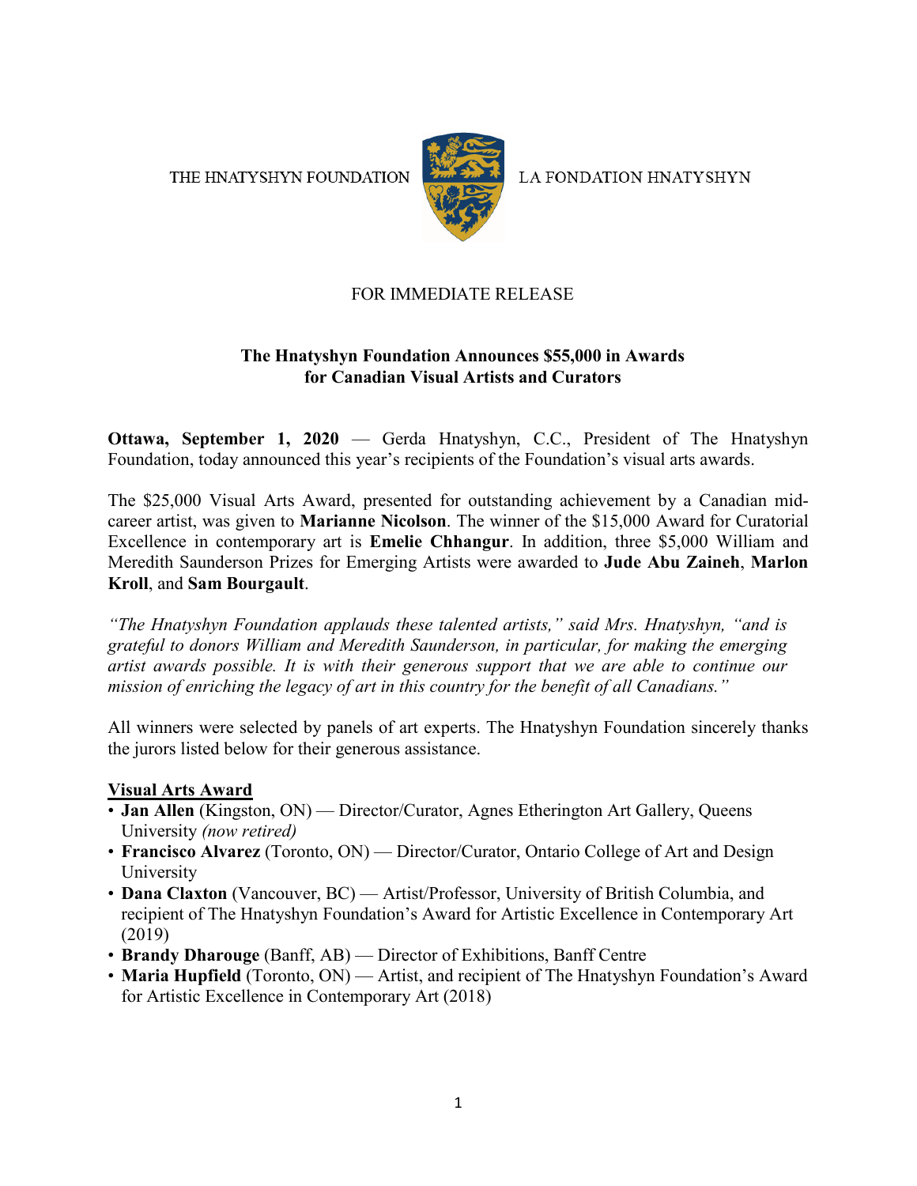THE HNATYSHYN FOUNDATION LA FONDATION HNATYSHYN

FOR IMMEDIATE RELEASE

**The Hnatyshyn Foundation Announces $55,000 in Awards for Canadian Visual Artists and Curators**

**Ottawa, September 1, 2020** — Gerda Hnatyshyn, C.C., President of The Hnatyshyn Foundation, today announced this year's recipients of the Foundation's visual arts awards.

The $25,000 Visual Arts Award, presented for outstanding achievement by a Canadian mid-career artist, was given to **Marianne Nicolson**. The winner of the $15,000 Award for Curatorial Excellence in contemporary art is **Emelie Chhangur**. In addition, three $5,000 William and Meredith Saunderson Prizes for Emerging Artists were awarded to **Jude Abu Zaineh**, **Marlon Kroll**, and **Sam Bourgault**.

*"The Hnatyshyn Foundation applauds these talented artists," said Mrs. Hnatyshyn, "and is grateful to donors William and Meredith Saunderson, in particular, for making the emerging artist awards possible. It is with their generous support that we are able to continue our mission of enriching the legacy of art in this country for the benefit of all Canadians."*

All winners were selected by panels of art experts. The Hnatyshyn Foundation sincerely thanks the jurors listed below for their generous assistance.

**Visual Arts Award**

- **Jan Allen** (Kingston, ON) — Director/Curator, Agnes Etherington Art Gallery, Queens University *(now retired)*
- **Francisco Alvarez** (Toronto, ON) — Director/Curator, Ontario College of Art and Design University
- **Dana Claxton** (Vancouver, BC) — Artist/Professor, University of British Columbia, and recipient of The Hnatyshyn Foundation's Award for Artistic Excellence in Contemporary Art (2019)
- **Brandy Dharouge** (Banff, AB) — Director of Exhibitions, Banff Centre
- **Maria Hupfield** (Toronto, ON) — Artist, and recipient of The Hnatyshyn Foundation's Award for Artistic Excellence in Contemporary Art (2018)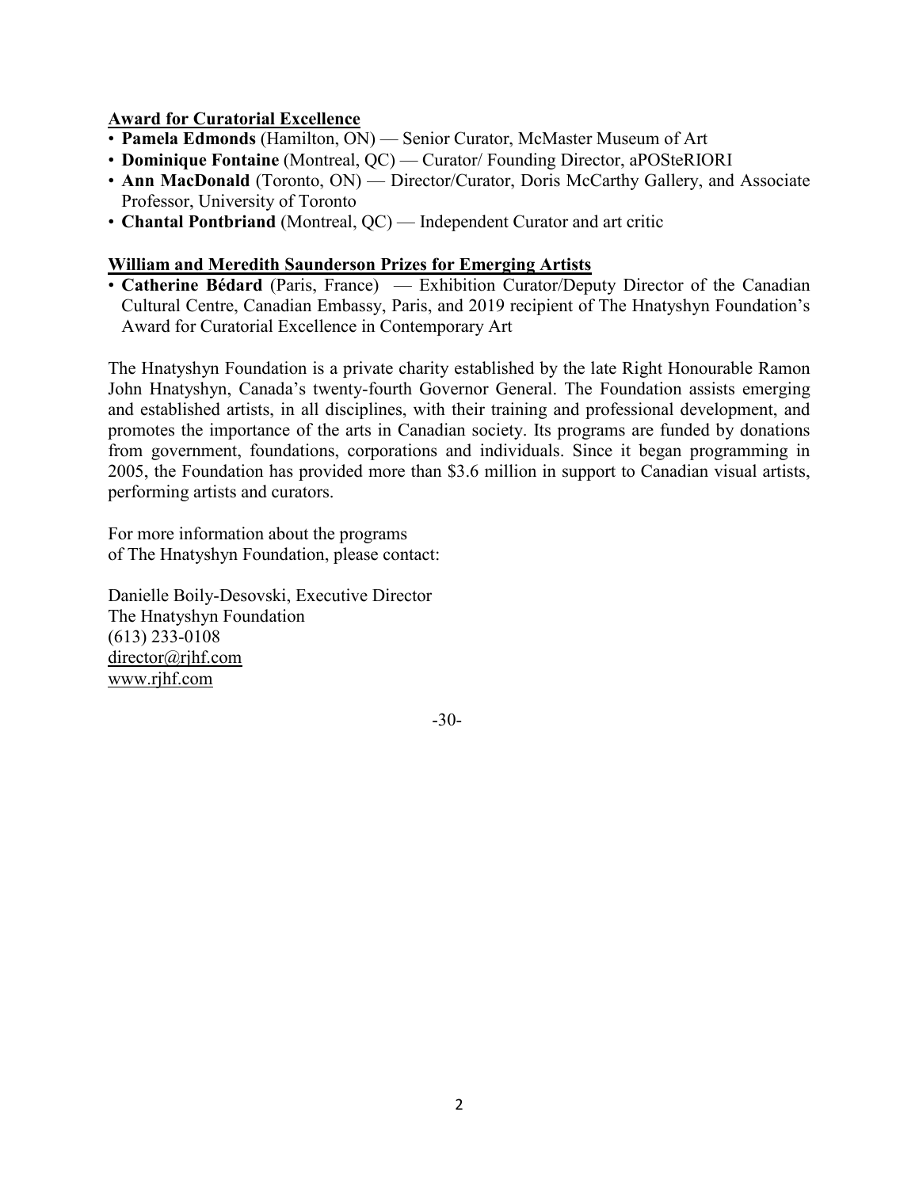**Award for Curatorial Excellence**

- **Pamela Edmonds** (Hamilton, ON) — Senior Curator, McMaster Museum of Art
- **Dominique Fontaine** (Montreal, QC) — Curator/ Founding Director, aPOSteRIORI
- **Ann MacDonald** (Toronto, ON) — Director/Curator, Doris McCarthy Gallery, and Associate Professor, University of Toronto
- **Chantal Pontbriand** (Montreal, QC) — Independent Curator and art critic

**William and Meredith Saunderson Prizes for Emerging Artists**

- **Catherine Bédard** (Paris, France) — Exhibition Curator/Deputy Director of the Canadian Cultural Centre, Canadian Embassy, Paris, and 2019 recipient of The Hnatyshyn Foundation's Award for Curatorial Excellence in Contemporary Art

The Hnatyshyn Foundation is a private charity established by the late Right Honourable Ramon John Hnatyshyn, Canada's twenty-fourth Governor General. The Foundation assists emerging and established artists, in all disciplines, with their training and professional development, and promotes the importance of the arts in Canadian society. Its programs are funded by donations from government, foundations, corporations and individuals. Since it began programming in 2005, the Foundation has provided more than $3.6 million in support to Canadian visual artists, performing artists and curators.

For more information about the programs
of The Hnatyshyn Foundation, please contact:

Danielle Boily-Desovski, Executive Director
The Hnatyshyn Foundation
(613) 233-0108
director@rjhf.com
www.rjhf.com

-30-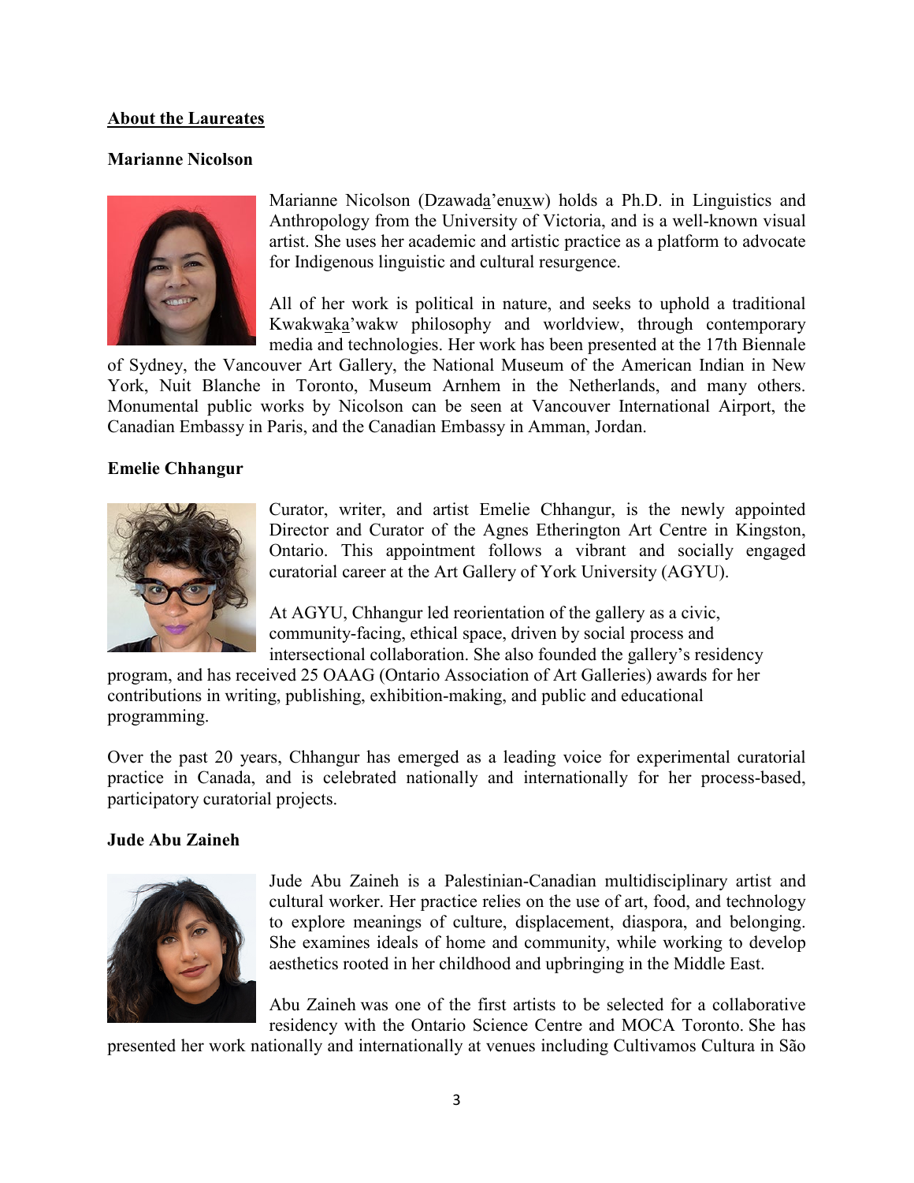## About the Laureates

### Marianne Nicolson

Marianne Nicolson (Dzawada̱'enux̱w) holds a Ph.D. in Linguistics and Anthropology from the University of Victoria, and is a well-known visual artist. She uses her academic and artistic practice as a platform to advocate for Indigenous linguistic and cultural resurgence.

All of her work is political in nature, and seeks to uphold a traditional Kwakwa̱ka̱'wakw philosophy and worldview, through contemporary media and technologies. Her work has been presented at the 17th Biennale of Sydney, the Vancouver Art Gallery, the National Museum of the American Indian in New York, Nuit Blanche in Toronto, Museum Arnhem in the Netherlands, and many others. Monumental public works by Nicolson can be seen at Vancouver International Airport, the Canadian Embassy in Paris, and the Canadian Embassy in Amman, Jordan.

### Emelie Chhangur

Curator, writer, and artist Emelie Chhangur, is the newly appointed Director and Curator of the Agnes Etherington Art Centre in Kingston, Ontario. This appointment follows a vibrant and socially engaged curatorial career at the Art Gallery of York University (AGYU).

At AGYU, Chhangur led reorientation of the gallery as a civic, community-facing, ethical space, driven by social process and intersectional collaboration. She also founded the gallery's residency program, and has received 25 OAAG (Ontario Association of Art Galleries) awards for her contributions in writing, publishing, exhibition-making, and public and educational programming.

Over the past 20 years, Chhangur has emerged as a leading voice for experimental curatorial practice in Canada, and is celebrated nationally and internationally for her process-based, participatory curatorial projects.

### Jude Abu Zaineh

Jude Abu Zaineh is a Palestinian-Canadian multidisciplinary artist and cultural worker. Her practice relies on the use of art, food, and technology to explore meanings of culture, displacement, diaspora, and belonging. She examines ideals of home and community, while working to develop aesthetics rooted in her childhood and upbringing in the Middle East.

Abu Zaineh was one of the first artists to be selected for a collaborative residency with the Ontario Science Centre and MOCA Toronto. She has presented her work nationally and internationally at venues including Cultivamos Cultura in São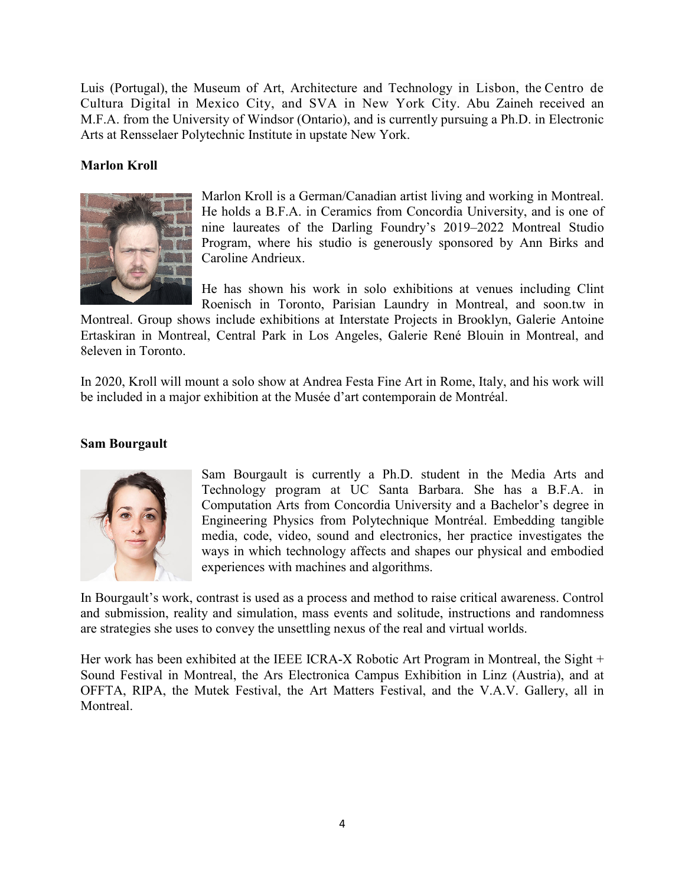Luis (Portugal), the Museum of Art, Architecture and Technology in Lisbon, the Centro de Cultura Digital in Mexico City, and SVA in New York City. Abu Zaineh received an M.F.A. from the University of Windsor (Ontario), and is currently pursuing a Ph.D. in Electronic Arts at Rensselaer Polytechnic Institute in upstate New York.

**Marlon Kroll**

Marlon Kroll is a German/Canadian artist living and working in Montreal. He holds a B.F.A. in Ceramics from Concordia University, and is one of nine laureates of the Darling Foundry's 2019–2022 Montreal Studio Program, where his studio is generously sponsored by Ann Birks and Caroline Andrieux.

He has shown his work in solo exhibitions at venues including Clint Roenisch in Toronto, Parisian Laundry in Montreal, and soon.tw in Montreal. Group shows include exhibitions at Interstate Projects in Brooklyn, Galerie Antoine Ertaskiran in Montreal, Central Park in Los Angeles, Galerie René Blouin in Montreal, and 8eleven in Toronto.

In 2020, Kroll will mount a solo show at Andrea Festa Fine Art in Rome, Italy, and his work will be included in a major exhibition at the Musée d'art contemporain de Montréal.

**Sam Bourgault**

Sam Bourgault is currently a Ph.D. student in the Media Arts and Technology program at UC Santa Barbara. She has a B.F.A. in Computation Arts from Concordia University and a Bachelor's degree in Engineering Physics from Polytechnique Montréal. Embedding tangible media, code, video, sound and electronics, her practice investigates the ways in which technology affects and shapes our physical and embodied experiences with machines and algorithms.

In Bourgault's work, contrast is used as a process and method to raise critical awareness. Control and submission, reality and simulation, mass events and solitude, instructions and randomness are strategies she uses to convey the unsettling nexus of the real and virtual worlds.

Her work has been exhibited at the IEEE ICRA-X Robotic Art Program in Montreal, the Sight + Sound Festival in Montreal, the Ars Electronica Campus Exhibition in Linz (Austria), and at OFFTA, RIPA, the Mutek Festival, the Art Matters Festival, and the V.A.V. Gallery, all in Montreal.